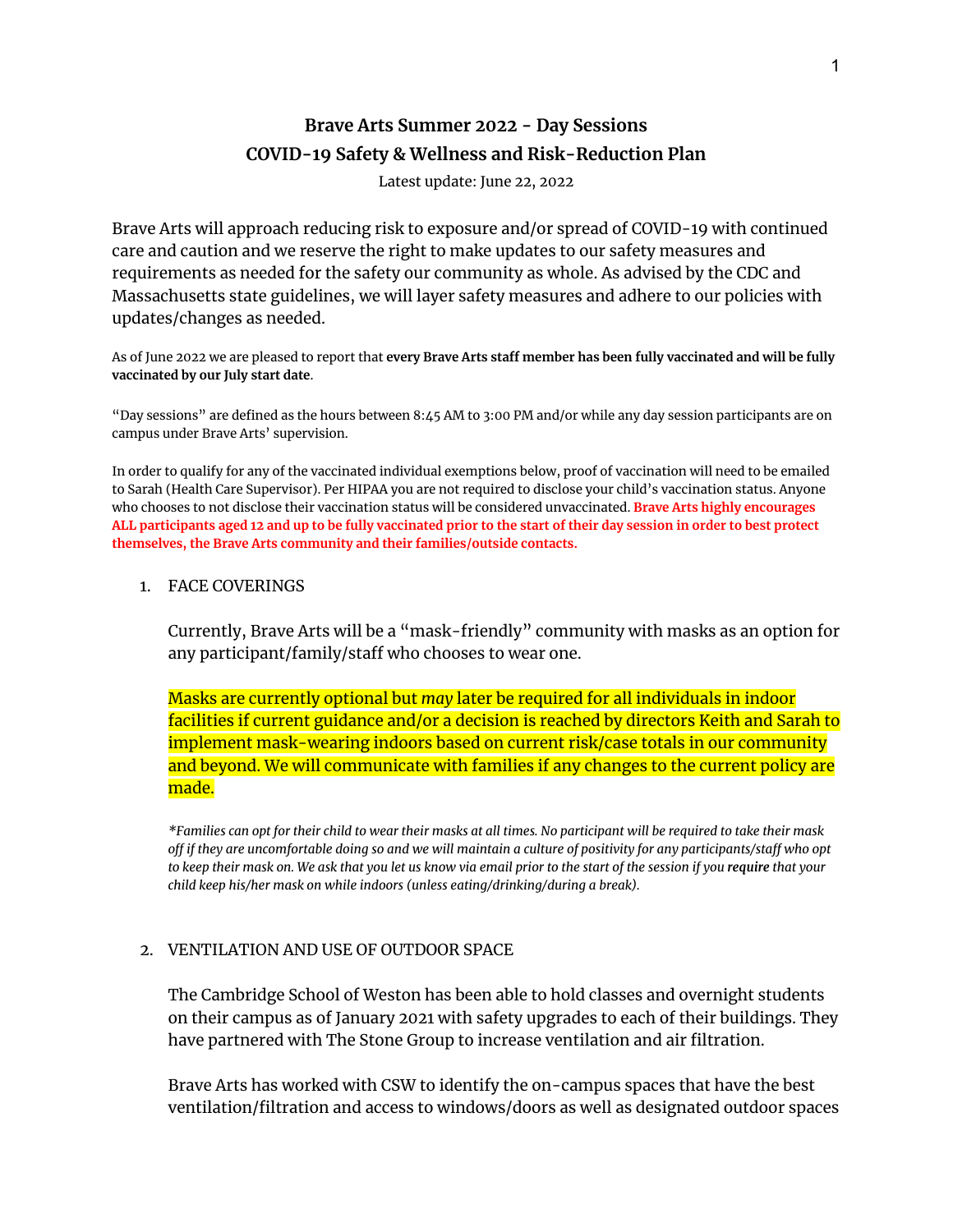# Brave Arts Summer 2022 - Day Sessions
# COVID-19 Safety & Wellness and Risk-Reduction Plan

Latest update: June 22, 2022

Brave Arts will approach reducing risk to exposure and/or spread of COVID-19 with continued care and caution and we reserve the right to make updates to our safety measures and requirements as needed for the safety our community as whole. As advised by the CDC and Massachusetts state guidelines, we will layer safety measures and adhere to our policies with updates/changes as needed.

As of June 2022 we are pleased to report that **every Brave Arts staff member has been fully vaccinated and will be fully vaccinated by our July start date**.

"Day sessions" are defined as the hours between 8:45 AM to 3:00 PM and/or while any day session participants are on campus under Brave Arts' supervision.

In order to qualify for any of the vaccinated individual exemptions below, proof of vaccination will need to be emailed to Sarah (Health Care Supervisor). Per HIPAA you are not required to disclose your child's vaccination status. Anyone who chooses to not disclose their vaccination status will be considered unvaccinated. **Brave Arts highly encourages ALL participants aged 12 and up to be fully vaccinated prior to the start of their day session in order to best protect themselves, the Brave Arts community and their families/outside contacts.**

1. FACE COVERINGS

   Currently, Brave Arts will be a "mask-friendly" community with masks as an option for any participant/family/staff who chooses to wear one.

   Masks are currently optional but *may* later be required for all individuals in indoor facilities if current guidance and/or a decision is reached by directors Keith and Sarah to implement mask-wearing indoors based on current risk/case totals in our community and beyond. We will communicate with families if any changes to the current policy are made.

   *\*Families can opt for their child to wear their masks at all times. No participant will be required to take their mask off if they are uncomfortable doing so and we will maintain a culture of positivity for any participants/staff who opt to keep their mask on. We ask that you let us know via email prior to the start of the session if you **require** that your child keep his/her mask on while indoors (unless eating/drinking/during a break).*

2. VENTILATION AND USE OF OUTDOOR SPACE

   The Cambridge School of Weston has been able to hold classes and overnight students on their campus as of January 2021 with safety upgrades to each of their buildings. They have partnered with The Stone Group to increase ventilation and air filtration.

   Brave Arts has worked with CSW to identify the on-campus spaces that have the best ventilation/filtration and access to windows/doors as well as designated outdoor spaces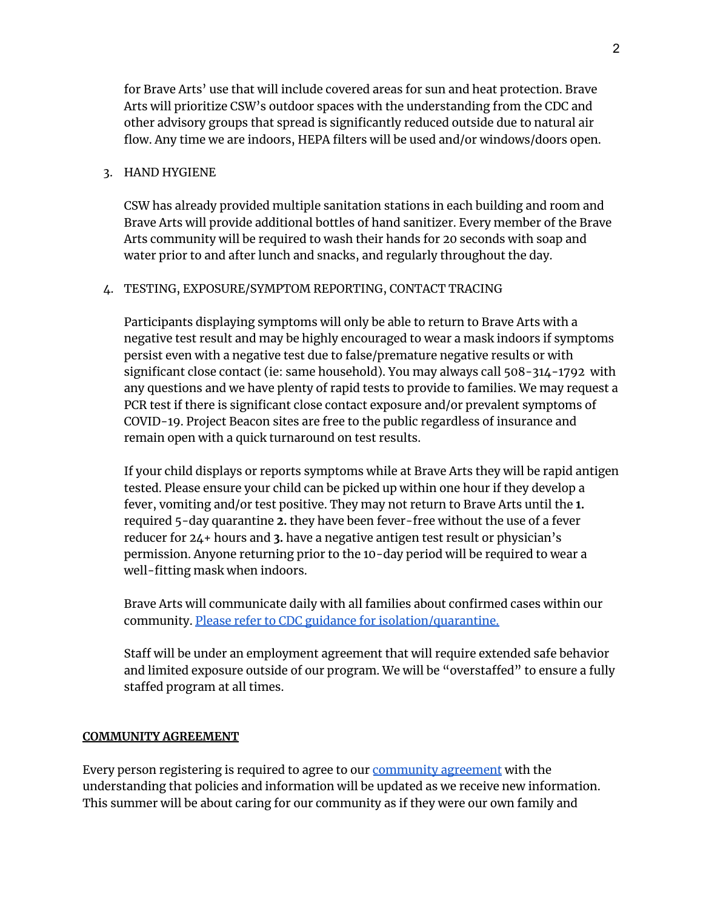for Brave Arts' use that will include covered areas for sun and heat protection. Brave Arts will prioritize CSW's outdoor spaces with the understanding from the CDC and other advisory groups that spread is significantly reduced outside due to natural air flow. Any time we are indoors, HEPA filters will be used and/or windows/doors open.

3. HAND HYGIENE

   CSW has already provided multiple sanitation stations in each building and room and Brave Arts will provide additional bottles of hand sanitizer. Every member of the Brave Arts community will be required to wash their hands for 20 seconds with soap and water prior to and after lunch and snacks, and regularly throughout the day.

4. TESTING, EXPOSURE/SYMPTOM REPORTING, CONTACT TRACING

   Participants displaying symptoms will only be able to return to Brave Arts with a negative test result and may be highly encouraged to wear a mask indoors if symptoms persist even with a negative test due to false/premature negative results or with significant close contact (ie: same household). You may always call 508-314-1792 with any questions and we have plenty of rapid tests to provide to families. We may request a PCR test if there is significant close contact exposure and/or prevalent symptoms of COVID-19. Project Beacon sites are free to the public regardless of insurance and remain open with a quick turnaround on test results.

   If your child displays or reports symptoms while at Brave Arts they will be rapid antigen tested. Please ensure your child can be picked up within one hour if they develop a fever, vomiting and/or test positive. They may not return to Brave Arts until the **1.** required 5-day quarantine **2.** they have been fever-free without the use of a fever reducer for 24+ hours and **3.** have a negative antigen test result or physician's permission. Anyone returning prior to the 10-day period will be required to wear a well-fitting mask when indoors.

   Brave Arts will communicate daily with all families about confirmed cases within our community. Please refer to CDC guidance for isolation/quarantine.

   Staff will be under an employment agreement that will require extended safe behavior and limited exposure outside of our program. We will be "overstaffed" to ensure a fully staffed program at all times.

**COMMUNITY AGREEMENT**

Every person registering is required to agree to our community agreement with the understanding that policies and information will be updated as we receive new information. This summer will be about caring for our community as if they were our own family and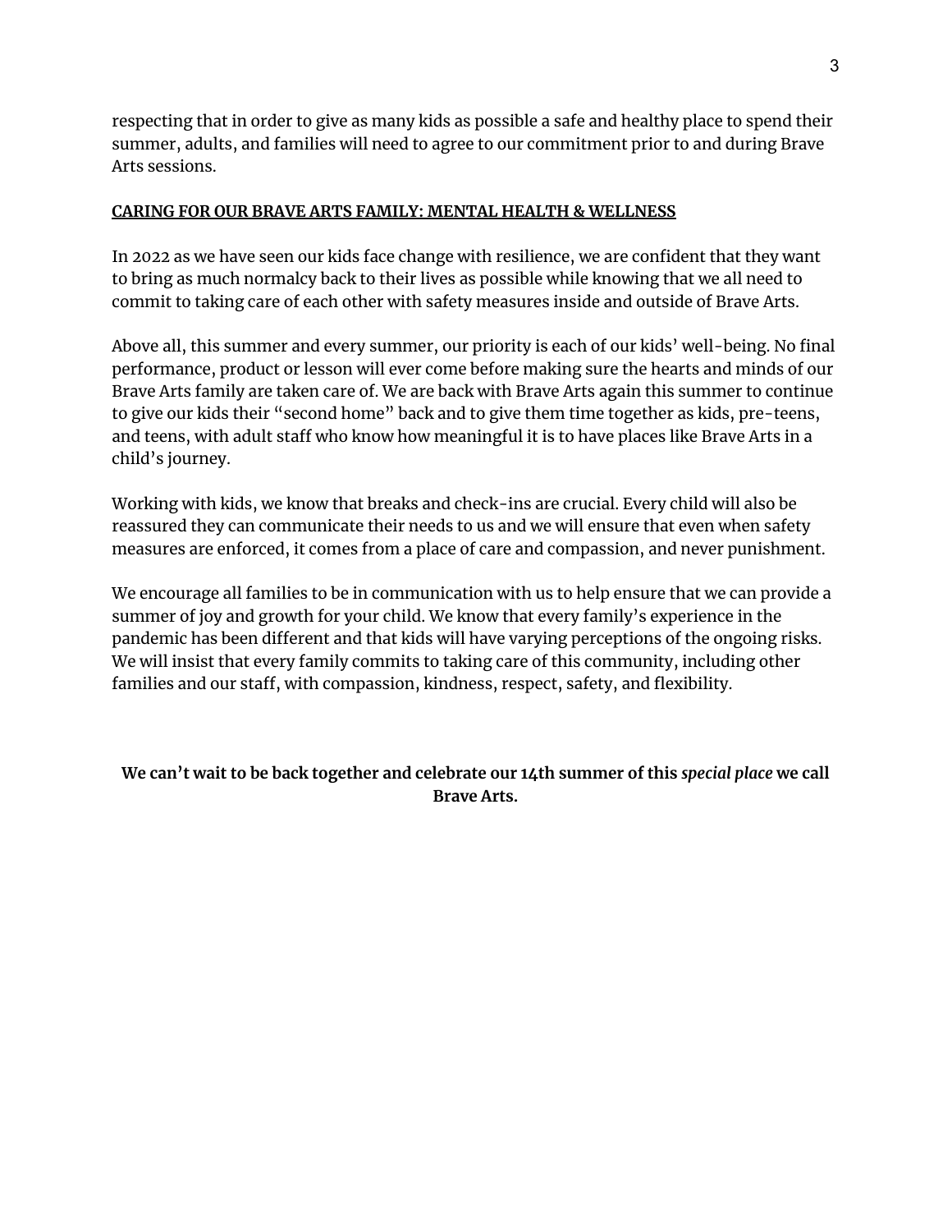respecting that in order to give as many kids as possible a safe and healthy place to spend their summer, adults, and families will need to agree to our commitment prior to and during Brave Arts sessions.

## **CARING FOR OUR BRAVE ARTS FAMILY: MENTAL HEALTH & WELLNESS**

In 2022 as we have seen our kids face change with resilience, we are confident that they want to bring as much normalcy back to their lives as possible while knowing that we all need to commit to taking care of each other with safety measures inside and outside of Brave Arts.

Above all, this summer and every summer, our priority is each of our kids' well-being. No final performance, product or lesson will ever come before making sure the hearts and minds of our Brave Arts family are taken care of. We are back with Brave Arts again this summer to continue to give our kids their "second home" back and to give them time together as kids, pre-teens, and teens, with adult staff who know how meaningful it is to have places like Brave Arts in a child's journey.

Working with kids, we know that breaks and check-ins are crucial. Every child will also be reassured they can communicate their needs to us and we will ensure that even when safety measures are enforced, it comes from a place of care and compassion, and never punishment.

We encourage all families to be in communication with us to help ensure that we can provide a summer of joy and growth for your child. We know that every family's experience in the pandemic has been different and that kids will have varying perceptions of the ongoing risks. We will insist that every family commits to taking care of this community, including other families and our staff, with compassion, kindness, respect, safety, and flexibility.

**We can't wait to be back together and celebrate our 14th summer of this *special place* we call Brave Arts.**